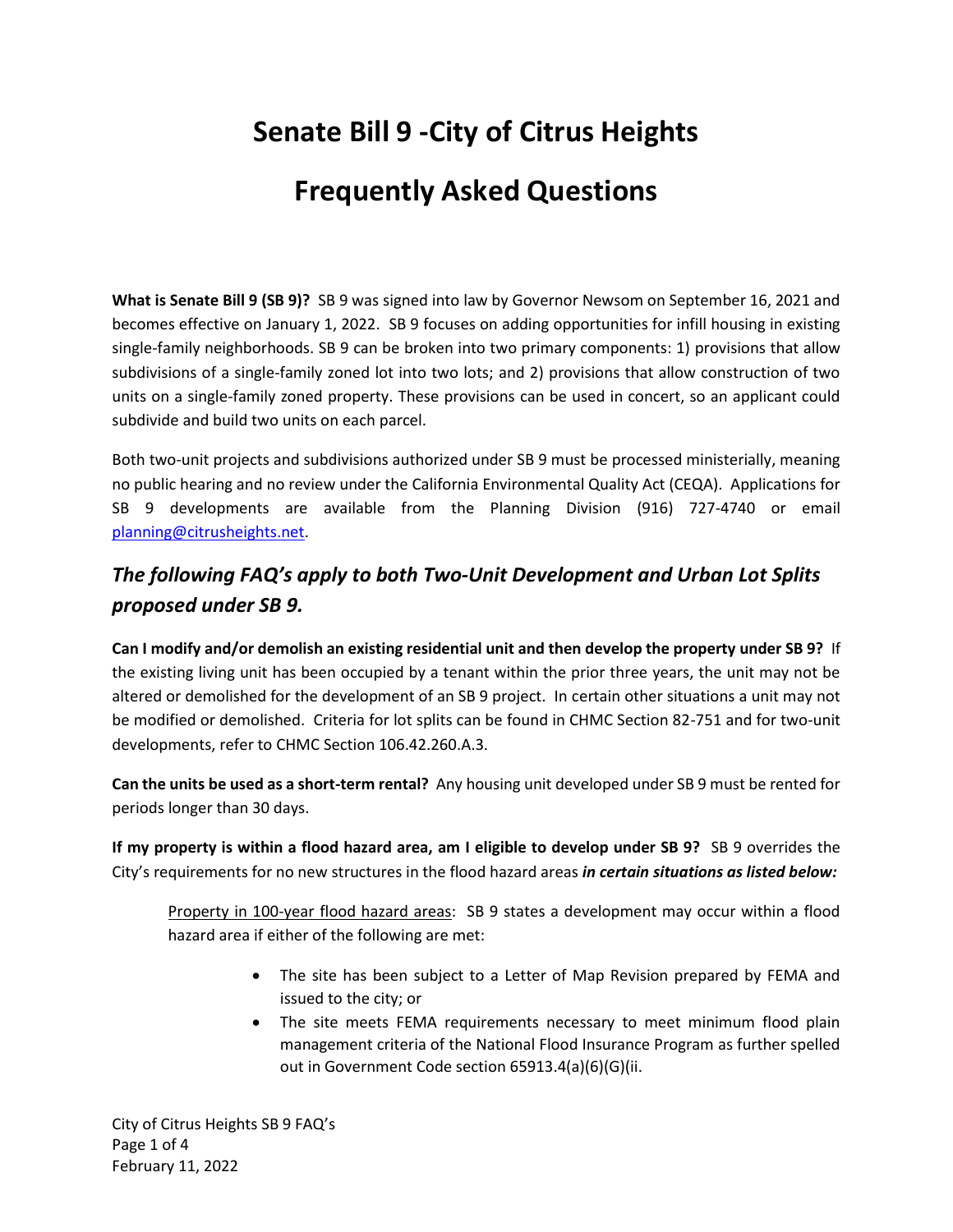# Senate Bill 9 -City of Citrus Heights

# Frequently Asked Questions

**What is Senate Bill 9 (SB 9)?** SB 9 was signed into law by Governor Newsom on September 16, 2021 and becomes effective on January 1, 2022. SB 9 focuses on adding opportunities for infill housing in existing single-family neighborhoods. SB 9 can be broken into two primary components: 1) provisions that allow subdivisions of a single-family zoned lot into two lots; and 2) provisions that allow construction of two units on a single-family zoned property. These provisions can be used in concert, so an applicant could subdivide and build two units on each parcel.

Both two-unit projects and subdivisions authorized under SB 9 must be processed ministerially, meaning no public hearing and no review under the California Environmental Quality Act (CEQA). Applications for SB 9 developments are available from the Planning Division (916) 727-4740 or email planning@citrusheights.net.

## *The following FAQ's apply to both Two-Unit Development and Urban Lot Splits proposed under SB 9.*

**Can I modify and/or demolish an existing residential unit and then develop the property under SB 9?** If the existing living unit has been occupied by a tenant within the prior three years, the unit may not be altered or demolished for the development of an SB 9 project. In certain other situations a unit may not be modified or demolished. Criteria for lot splits can be found in CHMC Section 82-751 and for two-unit developments, refer to CHMC Section 106.42.260.A.3.

**Can the units be used as a short-term rental?** Any housing unit developed under SB 9 must be rented for periods longer than 30 days.

**If my property is within a flood hazard area, am I eligible to develop under SB 9?** SB 9 overrides the City's requirements for no new structures in the flood hazard areas ***in certain situations as listed below:***

> Property in 100-year flood hazard areas: SB 9 states a development may occur within a flood hazard area if either of the following are met:
>
> - The site has been subject to a Letter of Map Revision prepared by FEMA and issued to the city; or
> - The site meets FEMA requirements necessary to meet minimum flood plain management criteria of the National Flood Insurance Program as further spelled out in Government Code section 65913.4(a)(6)(G)(ii.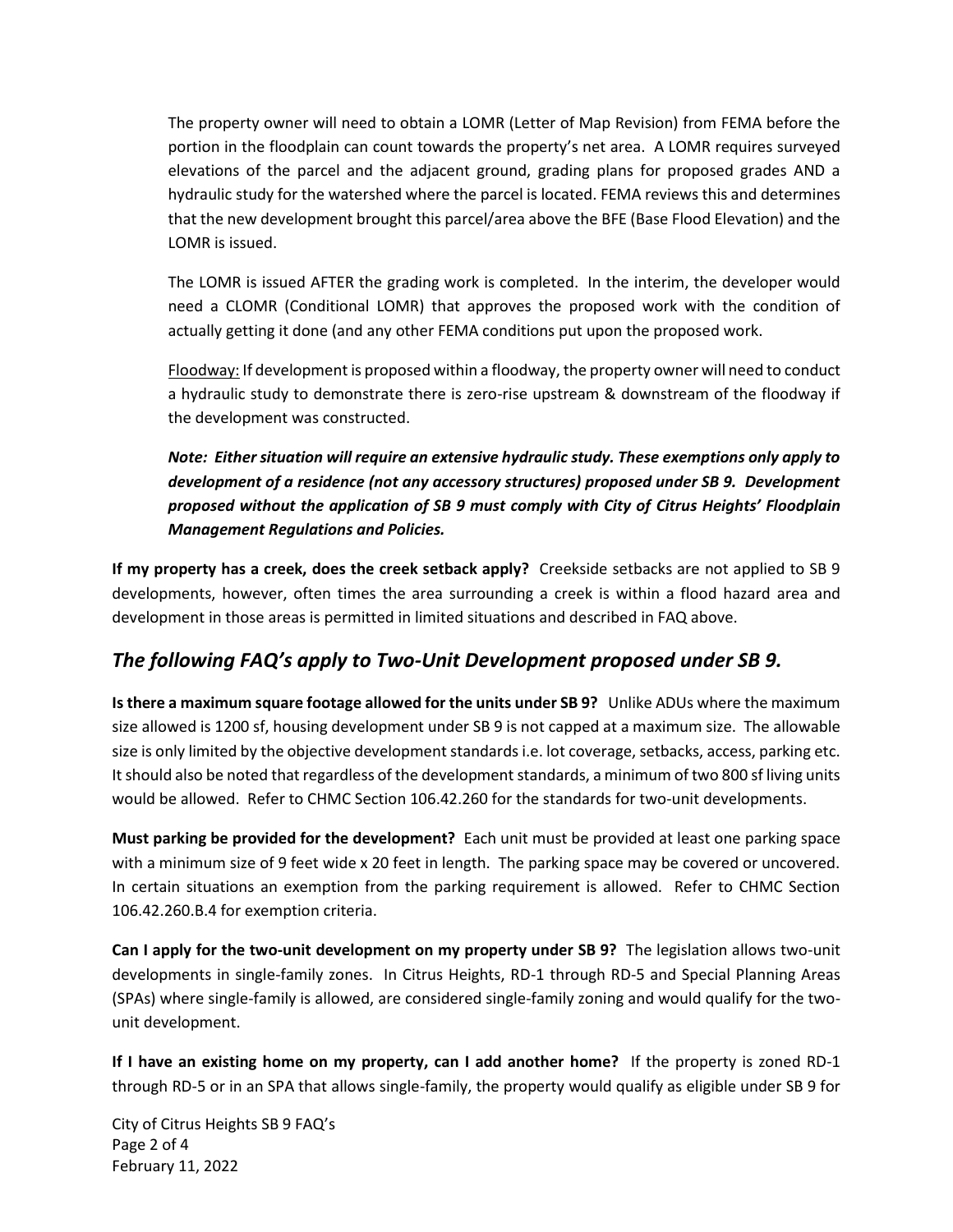The property owner will need to obtain a LOMR (Letter of Map Revision) from FEMA before the portion in the floodplain can count towards the property's net area. A LOMR requires surveyed elevations of the parcel and the adjacent ground, grading plans for proposed grades AND a hydraulic study for the watershed where the parcel is located. FEMA reviews this and determines that the new development brought this parcel/area above the BFE (Base Flood Elevation) and the LOMR is issued.

The LOMR is issued AFTER the grading work is completed. In the interim, the developer would need a CLOMR (Conditional LOMR) that approves the proposed work with the condition of actually getting it done (and any other FEMA conditions put upon the proposed work.

Floodway: If development is proposed within a floodway, the property owner will need to conduct a hydraulic study to demonstrate there is zero-rise upstream & downstream of the floodway if the development was constructed.

***Note: Either situation will require an extensive hydraulic study. These exemptions only apply to development of a residence (not any accessory structures) proposed under SB 9. Development proposed without the application of SB 9 must comply with City of Citrus Heights' Floodplain Management Regulations and Policies.***

**If my property has a creek, does the creek setback apply?** Creekside setbacks are not applied to SB 9 developments, however, often times the area surrounding a creek is within a flood hazard area and development in those areas is permitted in limited situations and described in FAQ above.

## *The following FAQ's apply to Two-Unit Development proposed under SB 9.*

**Is there a maximum square footage allowed for the units under SB 9?** Unlike ADUs where the maximum size allowed is 1200 sf, housing development under SB 9 is not capped at a maximum size. The allowable size is only limited by the objective development standards i.e. lot coverage, setbacks, access, parking etc. It should also be noted that regardless of the development standards, a minimum of two 800 sf living units would be allowed. Refer to CHMC Section 106.42.260 for the standards for two-unit developments.

**Must parking be provided for the development?** Each unit must be provided at least one parking space with a minimum size of 9 feet wide x 20 feet in length. The parking space may be covered or uncovered. In certain situations an exemption from the parking requirement is allowed. Refer to CHMC Section 106.42.260.B.4 for exemption criteria.

**Can I apply for the two-unit development on my property under SB 9?** The legislation allows two-unit developments in single-family zones. In Citrus Heights, RD-1 through RD-5 and Special Planning Areas (SPAs) where single-family is allowed, are considered single-family zoning and would qualify for the two-unit development.

**If I have an existing home on my property, can I add another home?** If the property is zoned RD-1 through RD-5 or in an SPA that allows single-family, the property would qualify as eligible under SB 9 for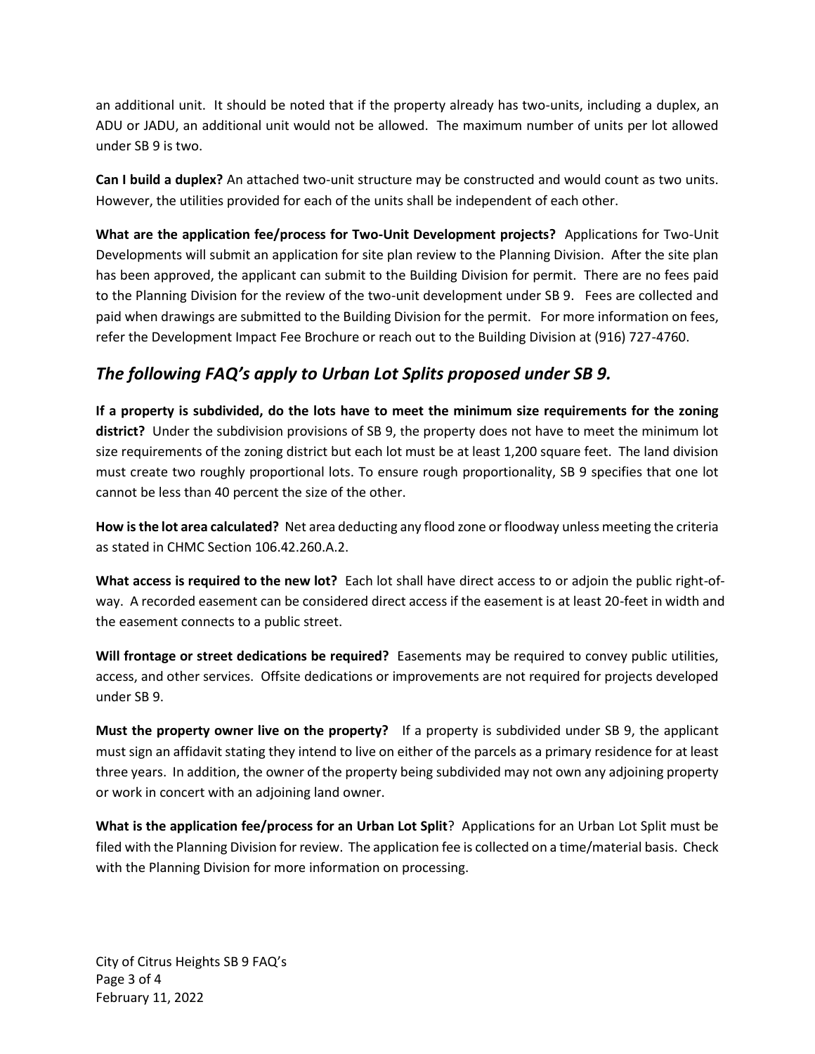an additional unit. It should be noted that if the property already has two-units, including a duplex, an ADU or JADU, an additional unit would not be allowed. The maximum number of units per lot allowed under SB 9 is two.

**Can I build a duplex?** An attached two-unit structure may be constructed and would count as two units. However, the utilities provided for each of the units shall be independent of each other.

**What are the application fee/process for Two-Unit Development projects?** Applications for Two-Unit Developments will submit an application for site plan review to the Planning Division. After the site plan has been approved, the applicant can submit to the Building Division for permit. There are no fees paid to the Planning Division for the review of the two-unit development under SB 9. Fees are collected and paid when drawings are submitted to the Building Division for the permit. For more information on fees, refer the Development Impact Fee Brochure or reach out to the Building Division at (916) 727-4760.

## *The following FAQ's apply to Urban Lot Splits proposed under SB 9.*

**If a property is subdivided, do the lots have to meet the minimum size requirements for the zoning district?** Under the subdivision provisions of SB 9, the property does not have to meet the minimum lot size requirements of the zoning district but each lot must be at least 1,200 square feet. The land division must create two roughly proportional lots. To ensure rough proportionality, SB 9 specifies that one lot cannot be less than 40 percent the size of the other.

**How is the lot area calculated?** Net area deducting any flood zone or floodway unless meeting the criteria as stated in CHMC Section 106.42.260.A.2.

**What access is required to the new lot?** Each lot shall have direct access to or adjoin the public right-of-way. A recorded easement can be considered direct access if the easement is at least 20-feet in width and the easement connects to a public street.

**Will frontage or street dedications be required?** Easements may be required to convey public utilities, access, and other services. Offsite dedications or improvements are not required for projects developed under SB 9.

**Must the property owner live on the property?** If a property is subdivided under SB 9, the applicant must sign an affidavit stating they intend to live on either of the parcels as a primary residence for at least three years. In addition, the owner of the property being subdivided may not own any adjoining property or work in concert with an adjoining land owner.

**What is the application fee/process for an Urban Lot Split**? Applications for an Urban Lot Split must be filed with the Planning Division for review. The application fee is collected on a time/material basis. Check with the Planning Division for more information on processing.